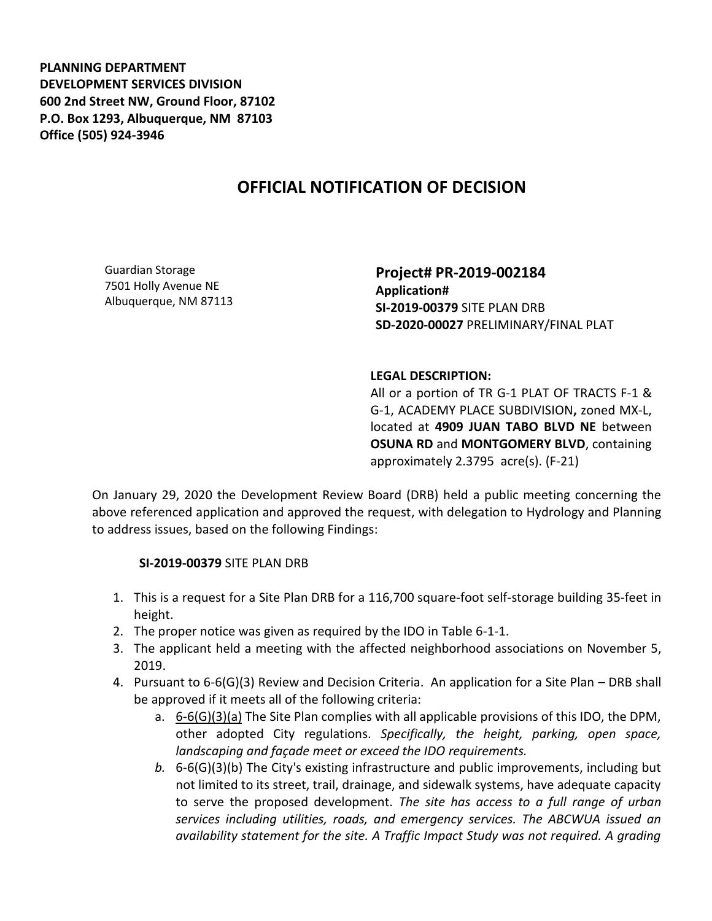**PLANNING DEPARTMENT**
**DEVELOPMENT SERVICES DIVISION**
**600 2nd Street NW, Ground Floor, 87102**
**P.O. Box 1293, Albuquerque, NM 87103**
**Office (505) 924-3946**

# OFFICIAL NOTIFICATION OF DECISION

Guardian Storage
7501 Holly Avenue NE
Albuquerque, NM 87113

**Project# PR-2019-002184**
**Application#**
**SI-2019-00379** SITE PLAN DRB
**SD-2020-00027** PRELIMINARY/FINAL PLAT

**LEGAL DESCRIPTION:**
All or a portion of TR G-1 PLAT OF TRACTS F-1 & G-1, ACADEMY PLACE SUBDIVISION**,** zoned MX-L, located at **4909 JUAN TABO BLVD NE** between **OSUNA RD** and **MONTGOMERY BLVD**, containing approximately 2.3795 acre(s). (F-21)

On January 29, 2020 the Development Review Board (DRB) held a public meeting concerning the above referenced application and approved the request, with delegation to Hydrology and Planning to address issues, based on the following Findings:

**SI-2019-00379** SITE PLAN DRB

1. This is a request for a Site Plan DRB for a 116,700 square-foot self-storage building 35-feet in height.
2. The proper notice was given as required by the IDO in Table 6-1-1.
3. The applicant held a meeting with the affected neighborhood associations on November 5, 2019.
4. Pursuant to 6-6(G)(3) Review and Decision Criteria. An application for a Site Plan – DRB shall be approved if it meets all of the following criteria:
   a. 6-6(G)(3)(a) The Site Plan complies with all applicable provisions of this IDO, the DPM, other adopted City regulations. *Specifically, the height, parking, open space, landscaping and façade meet or exceed the IDO requirements.*
   *b.* 6-6(G)(3)(b) The City's existing infrastructure and public improvements, including but not limited to its street, trail, drainage, and sidewalk systems, have adequate capacity to serve the proposed development. *The site has access to a full range of urban services including utilities, roads, and emergency services. The ABCWUA issued an availability statement for the site. A Traffic Impact Study was not required. A grading*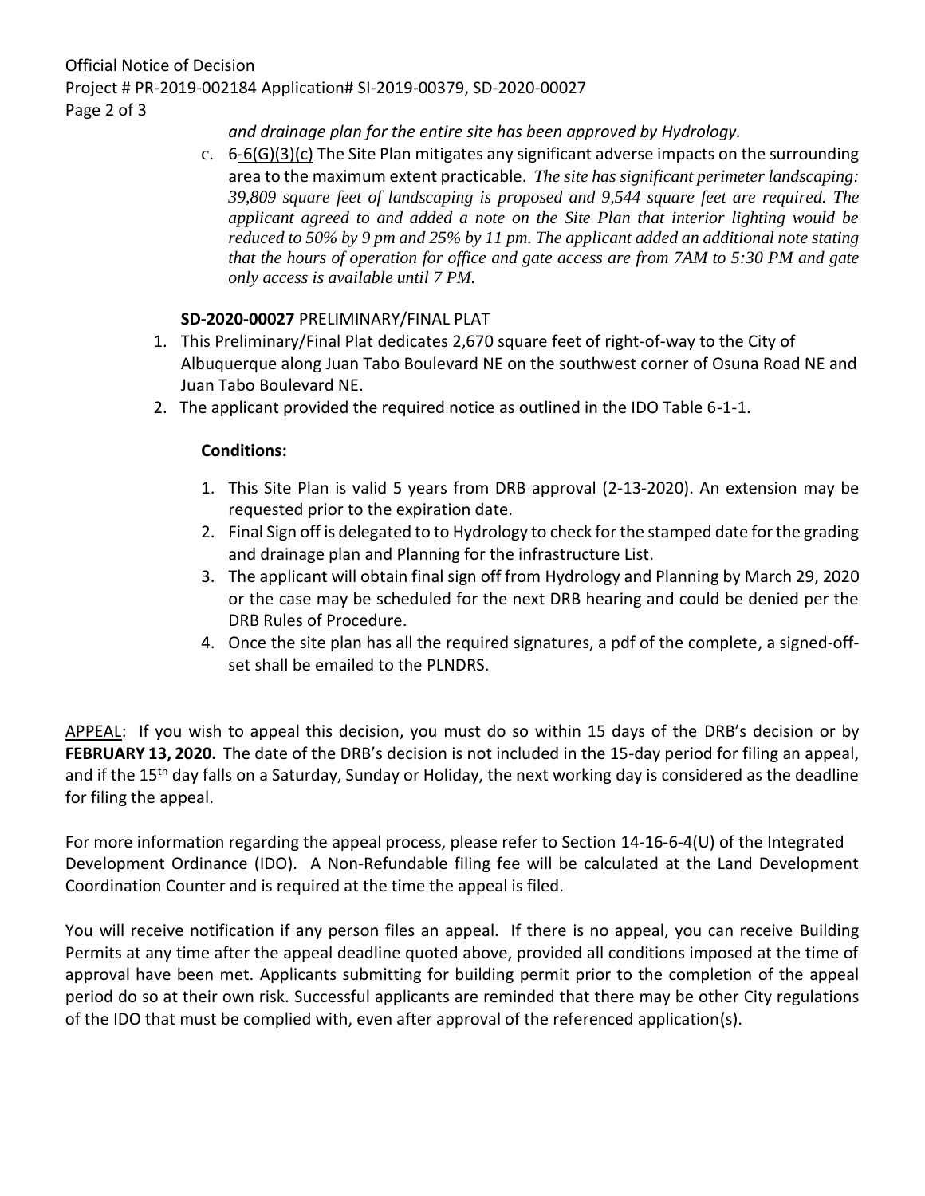*and drainage plan for the entire site has been approved by Hydrology.*

c. 6-6(G)(3)(c) The Site Plan mitigates any significant adverse impacts on the surrounding area to the maximum extent practicable. *The site has significant perimeter landscaping: 39,809 square feet of landscaping is proposed and 9,544 square feet are required. The applicant agreed to and added a note on the Site Plan that interior lighting would be reduced to 50% by 9 pm and 25% by 11 pm. The applicant added an additional note stating that the hours of operation for office and gate access are from 7AM to 5:30 PM and gate only access is available until 7 PM.*

**SD-2020-00027** PRELIMINARY/FINAL PLAT

1. This Preliminary/Final Plat dedicates 2,670 square feet of right-of-way to the City of Albuquerque along Juan Tabo Boulevard NE on the southwest corner of Osuna Road NE and Juan Tabo Boulevard NE.
2. The applicant provided the required notice as outlined in the IDO Table 6-1-1.

**Conditions:**

1. This Site Plan is valid 5 years from DRB approval (2-13-2020). An extension may be requested prior to the expiration date.
2. Final Sign off is delegated to to Hydrology to check for the stamped date for the grading and drainage plan and Planning for the infrastructure List.
3. The applicant will obtain final sign off from Hydrology and Planning by March 29, 2020 or the case may be scheduled for the next DRB hearing and could be denied per the DRB Rules of Procedure.
4. Once the site plan has all the required signatures, a pdf of the complete, a signed-off-set shall be emailed to the PLNDRS.

APPEAL: If you wish to appeal this decision, you must do so within 15 days of the DRB's decision or by **FEBRUARY 13, 2020.** The date of the DRB's decision is not included in the 15-day period for filing an appeal, and if the 15th day falls on a Saturday, Sunday or Holiday, the next working day is considered as the deadline for filing the appeal.

For more information regarding the appeal process, please refer to Section 14-16-6-4(U) of the Integrated Development Ordinance (IDO). A Non-Refundable filing fee will be calculated at the Land Development Coordination Counter and is required at the time the appeal is filed.

You will receive notification if any person files an appeal. If there is no appeal, you can receive Building Permits at any time after the appeal deadline quoted above, provided all conditions imposed at the time of approval have been met. Applicants submitting for building permit prior to the completion of the appeal period do so at their own risk. Successful applicants are reminded that there may be other City regulations of the IDO that must be complied with, even after approval of the referenced application(s).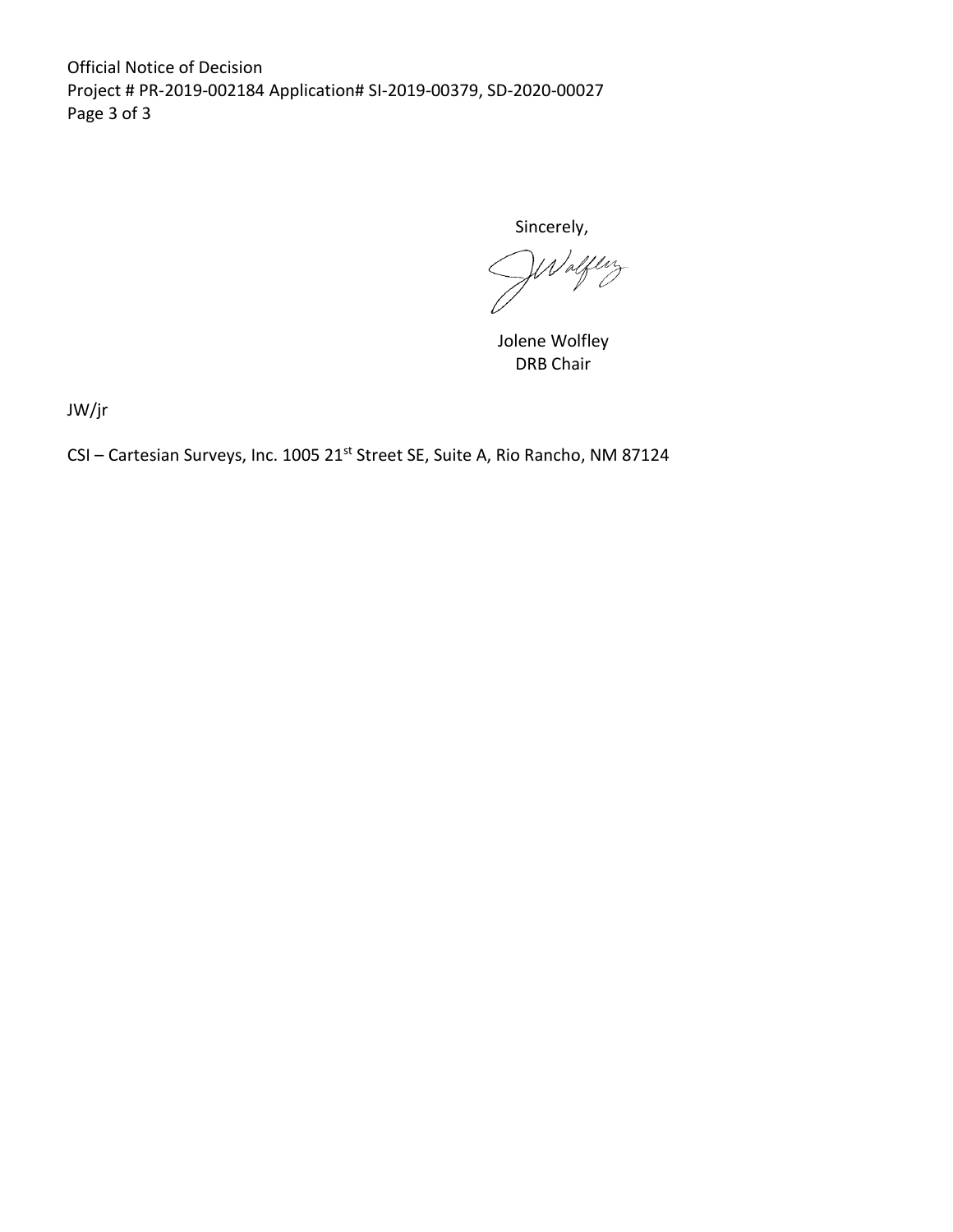Sincerely,

Jolene Wolfley
DRB Chair

JW/jr

CSI – Cartesian Surveys, Inc. 1005 21st Street SE, Suite A, Rio Rancho, NM 87124